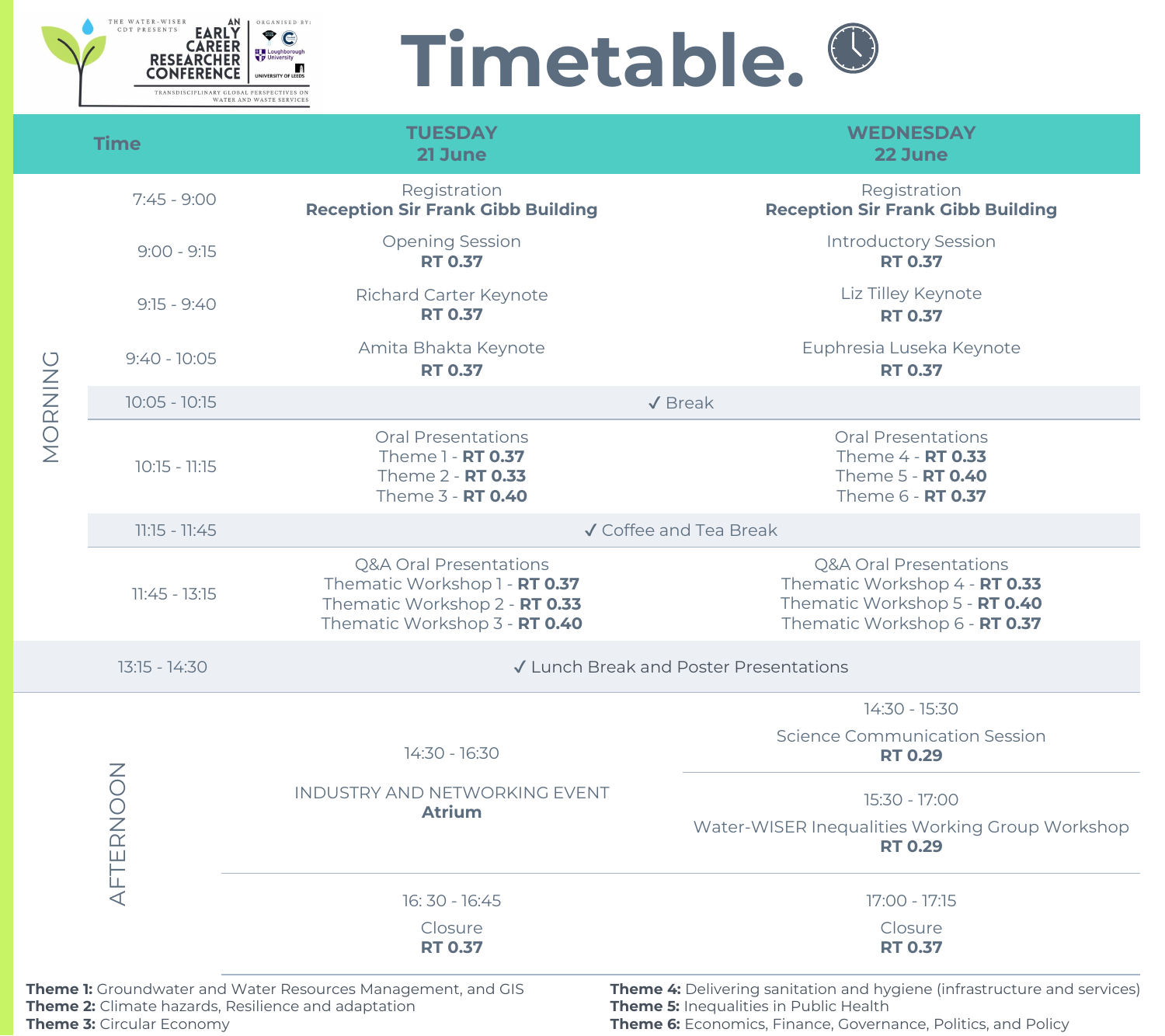THE WATER-WISER CDT PRESENTS AN EARLY CAREER RESEARCHER CONFERENCE

TRANSDISCIPLINARY GLOBAL PERSPECTIVES ON WATER AND WASTE SERVICES

ORGANISED BY: Loughborough University, UNIVERSITY OF LEEDS

# Timetable.

| | Time | TUESDAY 21 June | WEDNESDAY 22 June |
|---|---|---|---|
| MORNING | 7:45 - 9:00 | Registration **Reception Sir Frank Gibb Building** | Registration **Reception Sir Frank Gibb Building** |
| | 9:00 - 9:15 | Opening Session **RT 0.37** | Introductory Session **RT 0.37** |
| | 9:15 - 9:40 | Richard Carter Keynote **RT 0.37** | Liz Tilley Keynote **RT 0.37** |
| | 9:40 - 10:05 | Amita Bhakta Keynote **RT 0.37** | Euphresia Luseka Keynote **RT 0.37** |
| | 10:05 - 10:15 | ✓ Break | |
| | 10:15 - 11:15 | Oral Presentations<br>Theme 1 - **RT 0.37**<br>Theme 2 - **RT 0.33**<br>Theme 3 - **RT 0.40** | Oral Presentations<br>Theme 4 - **RT 0.33**<br>Theme 5 - **RT 0.40**<br>Theme 6 - **RT 0.37** |
| | 11:15 - 11:45 | ✓ Coffee and Tea Break | |
| | 11:45 - 13:15 | Q&A Oral Presentations<br>Thematic Workshop 1 - **RT 0.37**<br>Thematic Workshop 2 - **RT 0.33**<br>Thematic Workshop 3 - **RT 0.40** | Q&A Oral Presentations<br>Thematic Workshop 4 - **RT 0.33**<br>Thematic Workshop 5 - **RT 0.40**<br>Thematic Workshop 6 - **RT 0.37** |
| | 13:15 - 14:30 | ✓ Lunch Break and Poster Presentations | |
| AFTERNOON | | 14:30 - 16:30<br>INDUSTRY AND NETWORKING EVENT **Atrium** | 14:30 - 15:30<br>Science Communication Session **RT 0.29** |
| | | | 15:30 - 17:00<br>Water-WISER Inequalities Working Group Workshop **RT 0.29** |
| | | 16: 30 - 16:45<br>Closure **RT 0.37** | 17:00 - 17:15<br>Closure **RT 0.37** |

**Theme 1:** Groundwater and Water Resources Management, and GIS
**Theme 2:** Climate hazards, Resilience and adaptation
**Theme 3:** Circular Economy
**Theme 4:** Delivering sanitation and hygiene (infrastructure and services)
**Theme 5:** Inequalities in Public Health
**Theme 6:** Economics, Finance, Governance, Politics, and Policy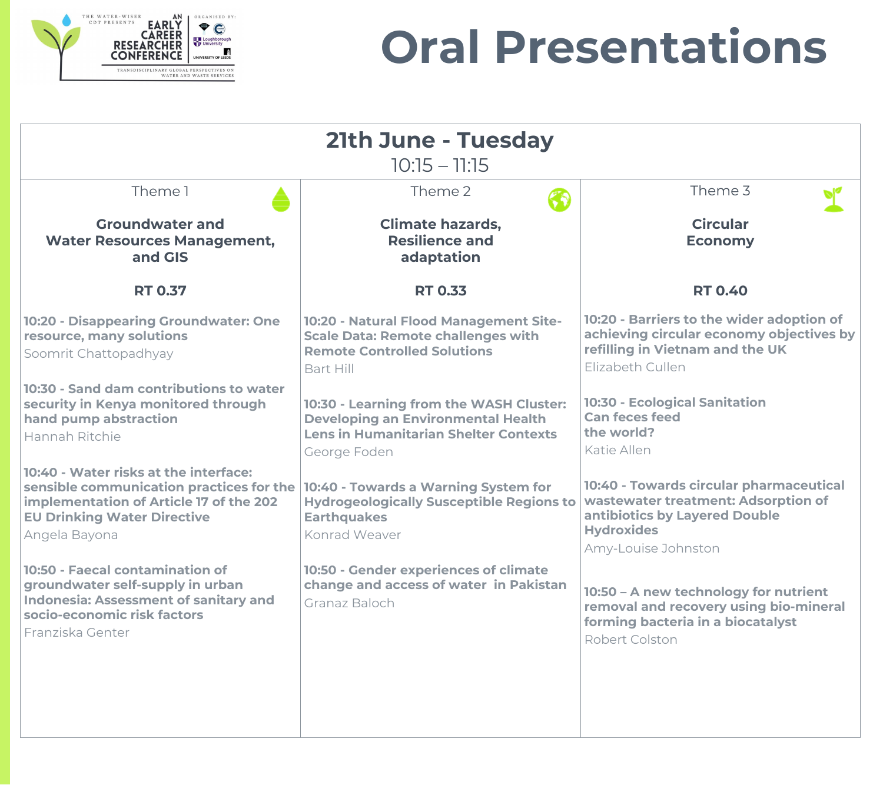# Oral Presentations

THE WATER-WISER CDT PRESENTS AN EARLY CAREER RESEARCHER CONFERENCE — TRANSDISCIPLINARY GLOBAL PERSPECTIVES ON WATER AND WASTE SERVICES

ORGANISED BY: Loughborough University, UNIVERSITY OF LEEDS

## 21th June - Tuesday

10:15 – 11:15

| Theme 1<br><br>**Groundwater and Water Resources Management, and GIS**<br><br>**RT 0.37** | Theme 2<br><br>**Climate hazards, Resilience and adaptation**<br><br>**RT 0.33** | Theme 3<br><br>**Circular Economy**<br><br>**RT 0.40** |
| --- | --- | --- |
| **10:20 - Disappearing Groundwater: One resource, many solutions**<br>Soomrit Chattopadhyay | **10:20 - Natural Flood Management Site-Scale Data: Remote challenges with Remote Controlled Solutions**<br>Bart Hill | **10:20 - Barriers to the wider adoption of achieving circular economy objectives by refilling in Vietnam and the UK**<br>Elizabeth Cullen |
| **10:30 - Sand dam contributions to water security in Kenya monitored through hand pump abstraction**<br>Hannah Ritchie | **10:30 - Learning from the WASH Cluster: Developing an Environmental Health Lens in Humanitarian Shelter Contexts**<br>George Foden | **10:30 - Ecological Sanitation Can feces feed the world?**<br>Katie Allen |
| **10:40 - Water risks at the interface: sensible communication practices for the implementation of Article 17 of the 202 EU Drinking Water Directive**<br>Angela Bayona | **10:40 - Towards a Warning System for Hydrogeologically Susceptible Regions to Earthquakes**<br>Konrad Weaver | **10:40 - Towards circular pharmaceutical wastewater treatment: Adsorption of antibiotics by Layered Double Hydroxides**<br>Amy-Louise Johnston |
| **10:50 - Faecal contamination of groundwater self-supply in urban Indonesia: Assessment of sanitary and socio-economic risk factors**<br>Franziska Genter | **10:50 - Gender experiences of climate change and access of water in Pakistan**<br>Granaz Baloch | **10:50 – A new technology for nutrient removal and recovery using bio-mineral forming bacteria in a biocatalyst**<br>Robert Colston |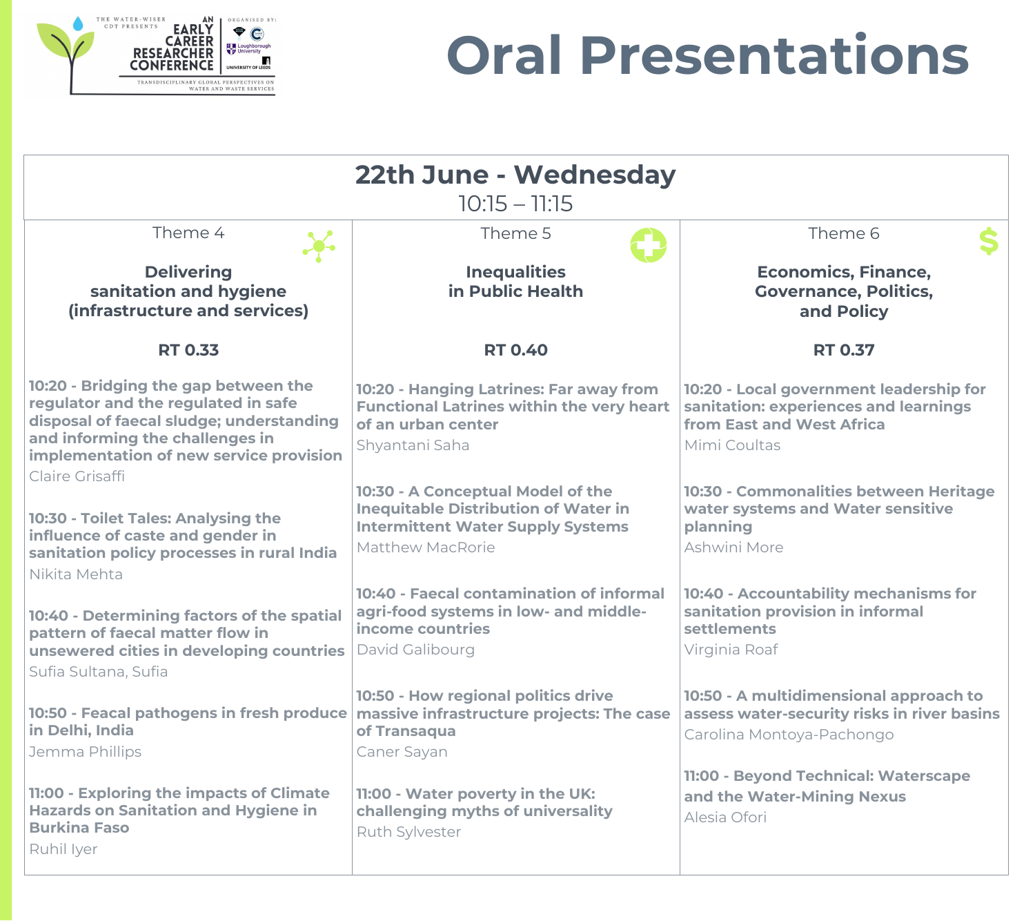# Oral Presentations

## 22th June - Wednesday

10:15 – 11:15

### Theme 4

**Delivering sanitation and hygiene (infrastructure and services)**

**RT 0.33**

**10:20 - Bridging the gap between the regulator and the regulated in safe disposal of faecal sludge; understanding and informing the challenges in implementation of new service provision**
Claire Grisaffi

**10:30 - Toilet Tales: Analysing the influence of caste and gender in sanitation policy processes in rural India**
Nikita Mehta

**10:40 - Determining factors of the spatial pattern of faecal matter flow in unsewered cities in developing countries**
Sufia Sultana, Sufia

**10:50 - Feacal pathogens in fresh produce in Delhi, India**
Jemma Phillips

**11:00 - Exploring the impacts of Climate Hazards on Sanitation and Hygiene in Burkina Faso**
Ruhil Iyer

### Theme 5

**Inequalities in Public Health**

**RT 0.40**

**10:20 - Hanging Latrines: Far away from Functional Latrines within the very heart of an urban center**
Shyantani Saha

**10:30 - A Conceptual Model of the Inequitable Distribution of Water in Intermittent Water Supply Systems**
Matthew MacRorie

**10:40 - Faecal contamination of informal agri-food systems in low- and middle-income countries**
David Galibourg

**10:50 - How regional politics drive massive infrastructure projects: The case of Transaqua**
Caner Sayan

**11:00 - Water poverty in the UK: challenging myths of universality**
Ruth Sylvester

### Theme 6

**Economics, Finance, Governance, Politics, and Policy**

**RT 0.37**

**10:20 - Local government leadership for sanitation: experiences and learnings from East and West Africa**
Mimi Coultas

**10:30 - Commonalities between Heritage water systems and Water sensitive planning**
Ashwini More

**10:40 - Accountability mechanisms for sanitation provision in informal settlements**
Virginia Roaf

**10:50 - A multidimensional approach to assess water-security risks in river basins**
Carolina Montoya-Pachongo

**11:00 - Beyond Technical: Waterscape and the Water-Mining Nexus**
Alesia Ofori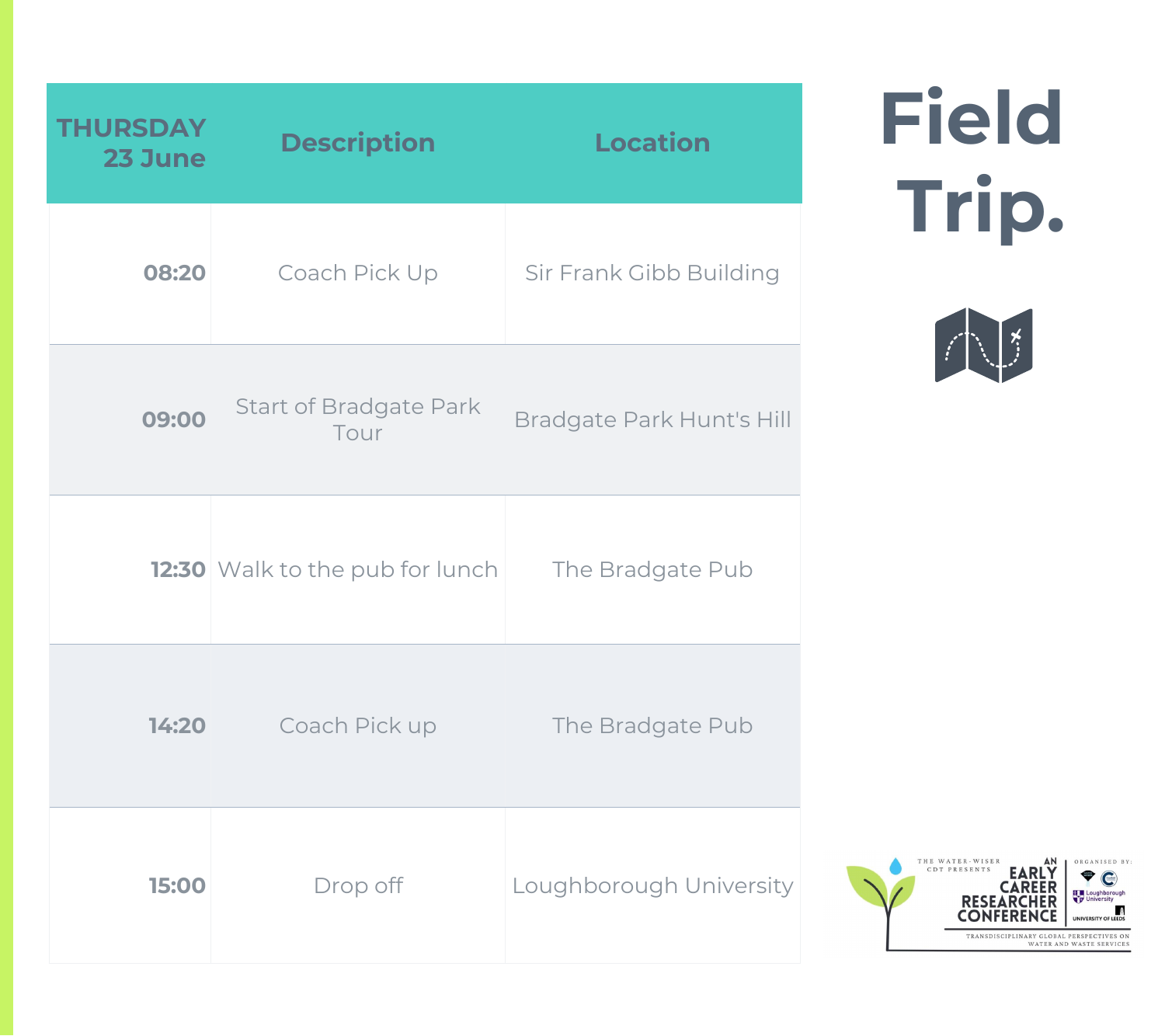# Field Trip.

| THURSDAY 23 June | Description | Location |
|---|---|---|
| 08:20 | Coach Pick Up | Sir Frank Gibb Building |
| 09:00 | Start of Bradgate Park Tour | Bradgate Park Hunt's Hill |
| 12:30 | Walk to the pub for lunch | The Bradgate Pub |
| 14:20 | Coach Pick up | The Bradgate Pub |
| 15:00 | Drop off | Loughborough University |

THE WATER-WISER CDT PRESENTS AN EARLY CAREER RESEARCHER CONFERENCE

TRANSDISCIPLINARY GLOBAL PERSPECTIVES ON WATER AND WASTE SERVICES

ORGANISED BY: Loughborough University, UNIVERSITY OF LEEDS